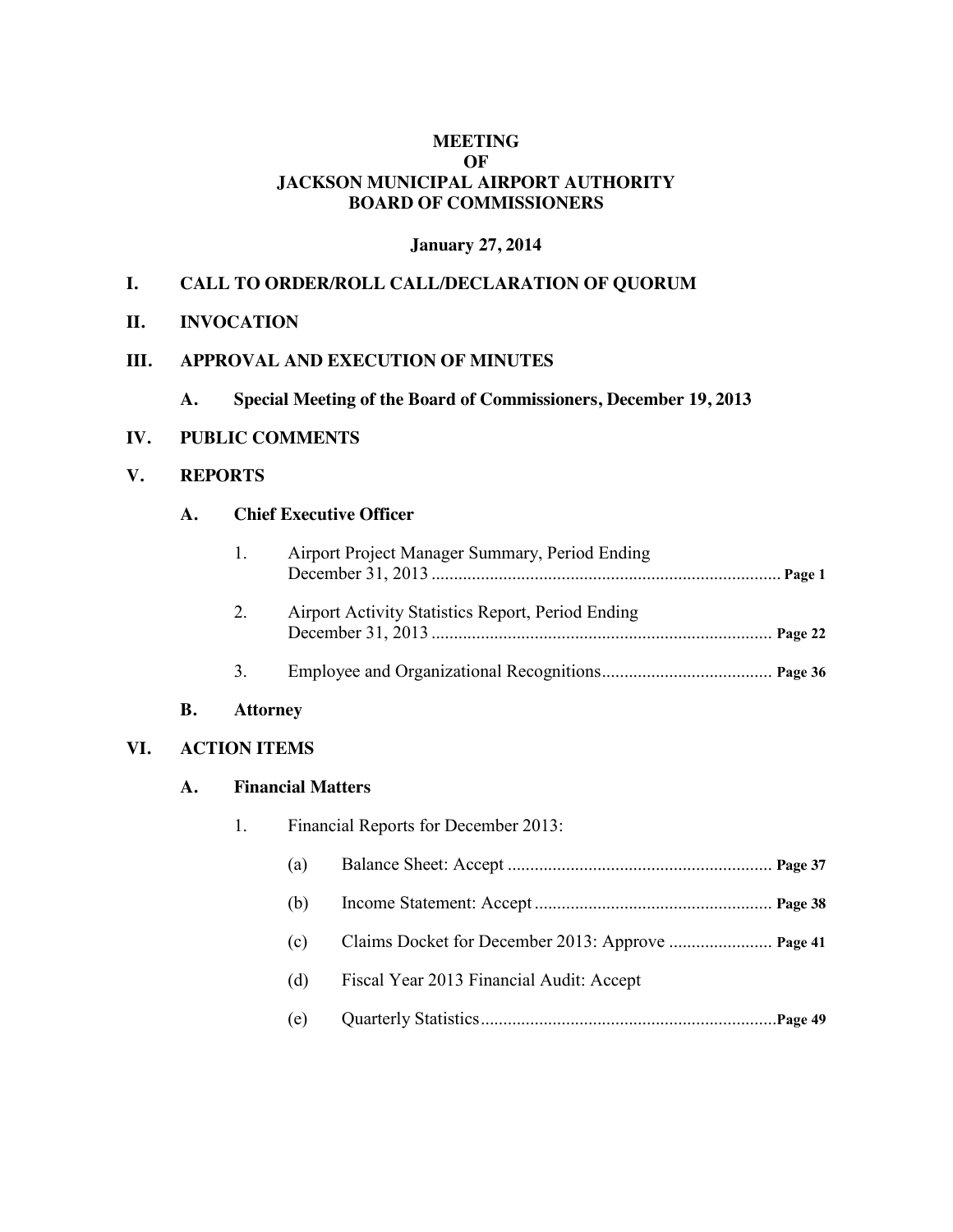**MEETING**
**OF**
**JACKSON MUNICIPAL AIRPORT AUTHORITY**
**BOARD OF COMMISSIONERS**

**January 27, 2014**

**I. CALL TO ORDER/ROLL CALL/DECLARATION OF QUORUM**

**II. INVOCATION**

**III. APPROVAL AND EXECUTION OF MINUTES**

- **A. Special Meeting of the Board of Commissioners, December 19, 2013**

**IV. PUBLIC COMMENTS**

**V. REPORTS**

- **A. Chief Executive Officer**
  1. Airport Project Manager Summary, Period Ending December 31, 2013 ............................................................................ **Page 1**
  2. Airport Activity Statistics Report, Period Ending December 31, 2013 ........................................................................... **Page 22**
  3. Employee and Organizational Recognitions...................................... **Page 36**
- **B. Attorney**

**VI. ACTION ITEMS**

- **A. Financial Matters**
  1. Financial Reports for December 2013:
     - (a) Balance Sheet: Accept ........................................................... **Page 37**
     - (b) Income Statement: Accept ..................................................... **Page 38**
     - (c) Claims Docket for December 2013: Approve ....................... **Page 41**
     - (d) Fiscal Year 2013 Financial Audit: Accept
     - (e) Quarterly Statistics..................................................................**Page 49**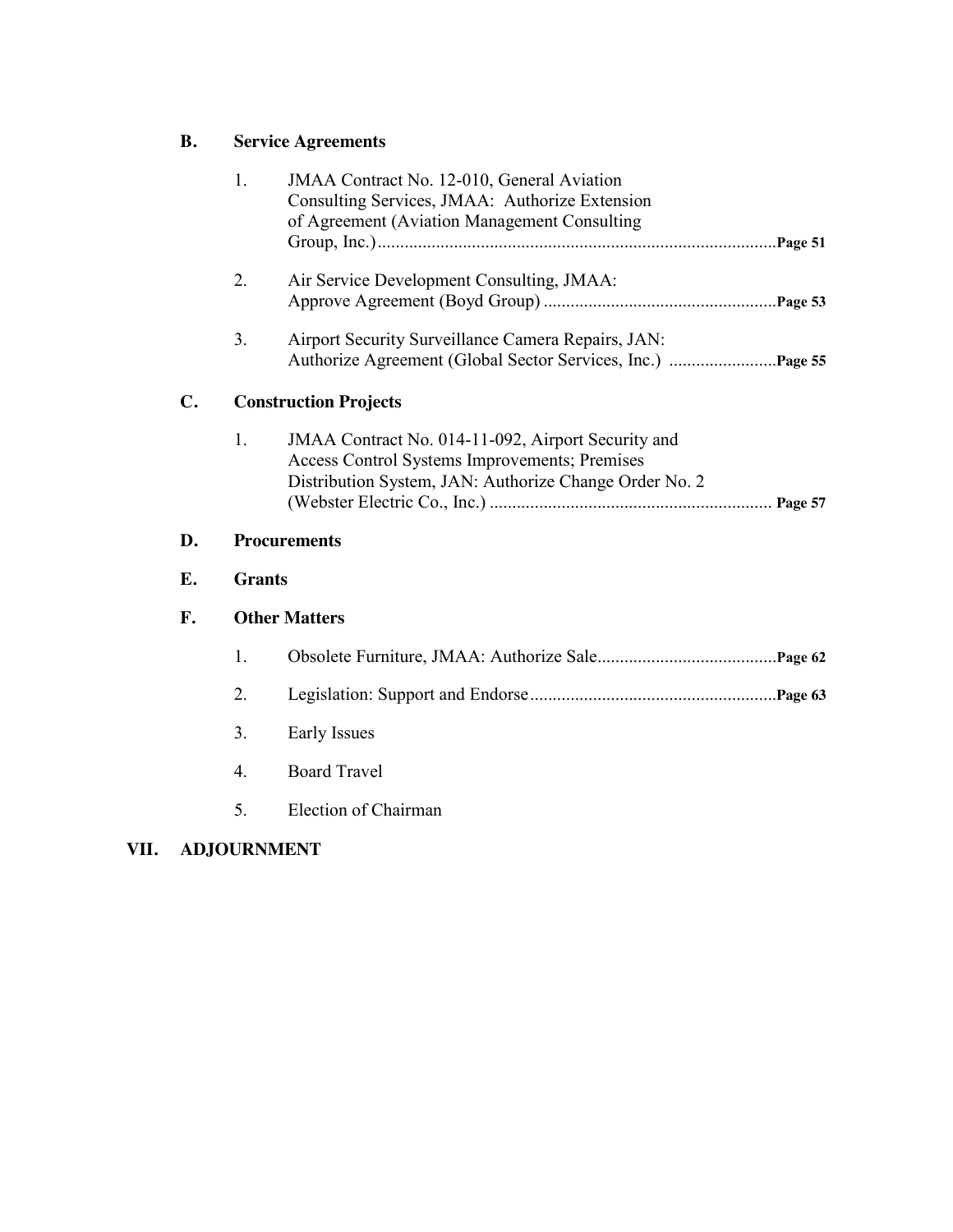**B. Service Agreements**

1. JMAA Contract No. 12-010, General Aviation Consulting Services, JMAA: Authorize Extension of Agreement (Aviation Management Consulting Group, Inc.) .......... **Page 51**

2. Air Service Development Consulting, JMAA: Approve Agreement (Boyd Group) .......... **Page 53**

3. Airport Security Surveillance Camera Repairs, JAN: Authorize Agreement (Global Sector Services, Inc.) .......... **Page 55**

**C. Construction Projects**

1. JMAA Contract No. 014-11-092, Airport Security and Access Control Systems Improvements; Premises Distribution System, JAN: Authorize Change Order No. 2 (Webster Electric Co., Inc.) .......... **Page 57**

**D. Procurements**

**E. Grants**

**F. Other Matters**

1. Obsolete Furniture, JMAA: Authorize Sale .......... **Page 62**

2. Legislation: Support and Endorse .......... **Page 63**

3. Early Issues

4. Board Travel

5. Election of Chairman

**VII. ADJOURNMENT**